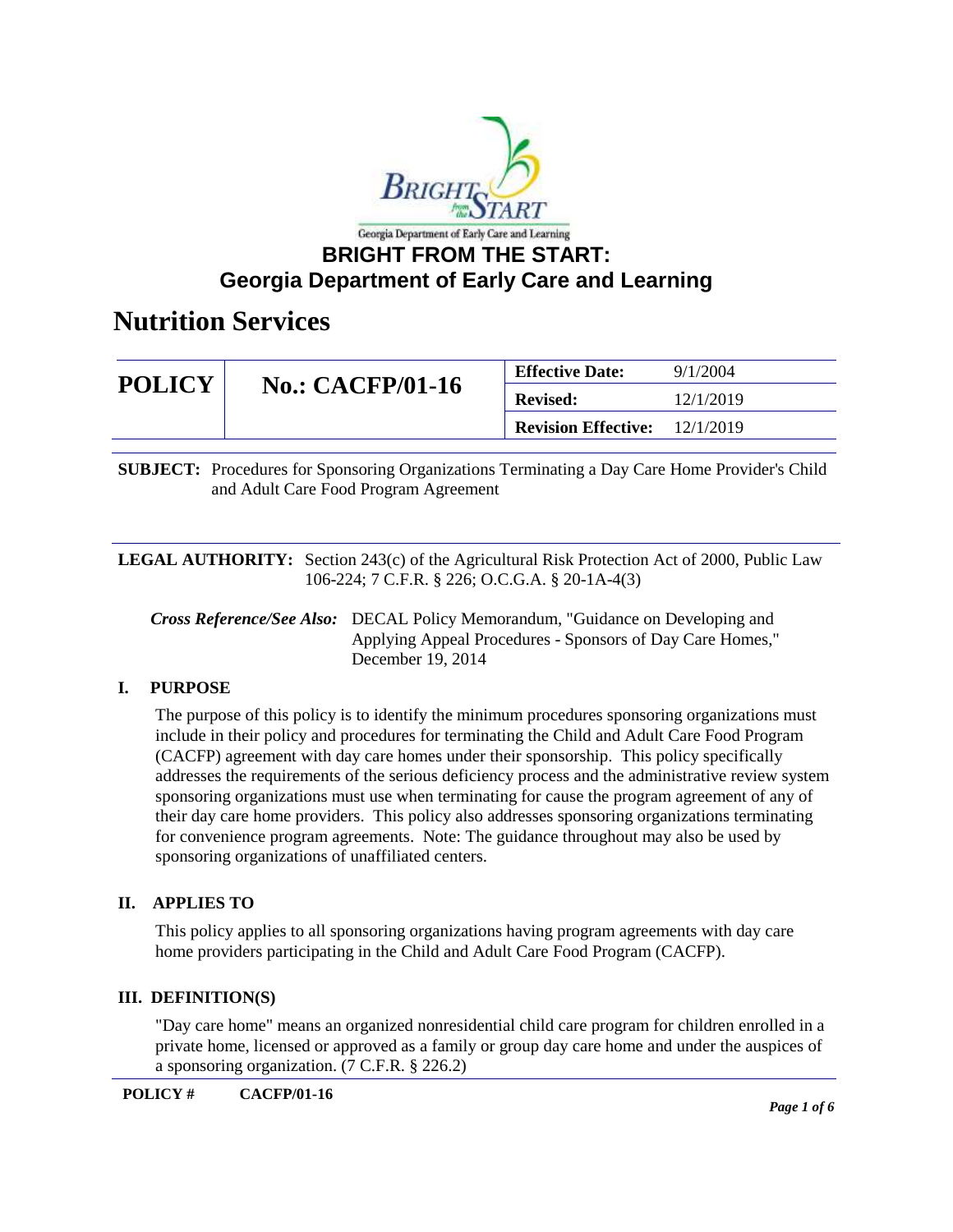Georgia Department of Early Care and Learning

# BRIGHT FROM THE START: Georgia Department of Early Care and Learning

# Nutrition Services

| POLICY | No.: CACFP/01-16 | Effective Date: | 9/1/2004 |
|---|---|---|---|
| | | Revised: | 12/1/2019 |
| | | Revision Effective: | 12/1/2019 |

**SUBJECT:** Procedures for Sponsoring Organizations Terminating a Day Care Home Provider's Child and Adult Care Food Program Agreement

**LEGAL AUTHORITY:** Section 243(c) of the Agricultural Risk Protection Act of 2000, Public Law 106-224; 7 C.F.R. § 226; O.C.G.A. § 20-1A-4(3)

***Cross Reference/See Also:*** DECAL Policy Memorandum, "Guidance on Developing and Applying Appeal Procedures - Sponsors of Day Care Homes," December 19, 2014

## I. PURPOSE

The purpose of this policy is to identify the minimum procedures sponsoring organizations must include in their policy and procedures for terminating the Child and Adult Care Food Program (CACFP) agreement with day care homes under their sponsorship. This policy specifically addresses the requirements of the serious deficiency process and the administrative review system sponsoring organizations must use when terminating for cause the program agreement of any of their day care home providers. This policy also addresses sponsoring organizations terminating for convenience program agreements. Note: The guidance throughout may also be used by sponsoring organizations of unaffiliated centers.

## II. APPLIES TO

This policy applies to all sponsoring organizations having program agreements with day care home providers participating in the Child and Adult Care Food Program (CACFP).

## III. DEFINITION(S)

"Day care home" means an organized nonresidential child care program for children enrolled in a private home, licensed or approved as a family or group day care home and under the auspices of a sponsoring organization. (7 C.F.R. § 226.2)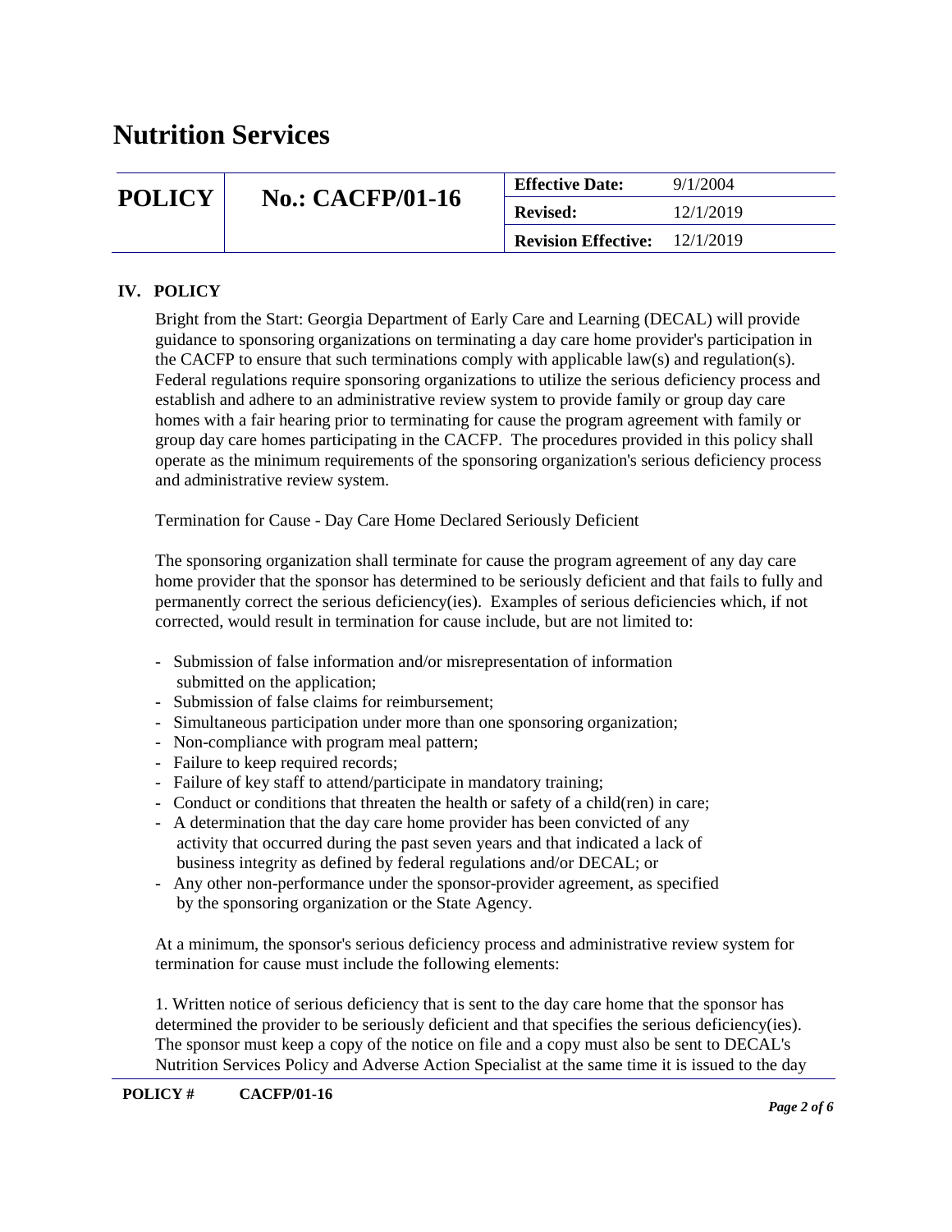## IV. POLICY

Bright from the Start: Georgia Department of Early Care and Learning (DECAL) will provide guidance to sponsoring organizations on terminating a day care home provider's participation in the CACFP to ensure that such terminations comply with applicable law(s) and regulation(s). Federal regulations require sponsoring organizations to utilize the serious deficiency process and establish and adhere to an administrative review system to provide family or group day care homes with a fair hearing prior to terminating for cause the program agreement with family or group day care homes participating in the CACFP. The procedures provided in this policy shall operate as the minimum requirements of the sponsoring organization's serious deficiency process and administrative review system.

Termination for Cause - Day Care Home Declared Seriously Deficient

The sponsoring organization shall terminate for cause the program agreement of any day care home provider that the sponsor has determined to be seriously deficient and that fails to fully and permanently correct the serious deficiency(ies). Examples of serious deficiencies which, if not corrected, would result in termination for cause include, but are not limited to:

- Submission of false information and/or misrepresentation of information submitted on the application;
- Submission of false claims for reimbursement;
- Simultaneous participation under more than one sponsoring organization;
- Non-compliance with program meal pattern;
- Failure to keep required records;
- Failure of key staff to attend/participate in mandatory training;
- Conduct or conditions that threaten the health or safety of a child(ren) in care;
- A determination that the day care home provider has been convicted of any activity that occurred during the past seven years and that indicated a lack of business integrity as defined by federal regulations and/or DECAL; or
- Any other non-performance under the sponsor-provider agreement, as specified by the sponsoring organization or the State Agency.

At a minimum, the sponsor's serious deficiency process and administrative review system for termination for cause must include the following elements:

1. Written notice of serious deficiency that is sent to the day care home that the sponsor has determined the provider to be seriously deficient and that specifies the serious deficiency(ies). The sponsor must keep a copy of the notice on file and a copy must also be sent to DECAL's Nutrition Services Policy and Adverse Action Specialist at the same time it is issued to the day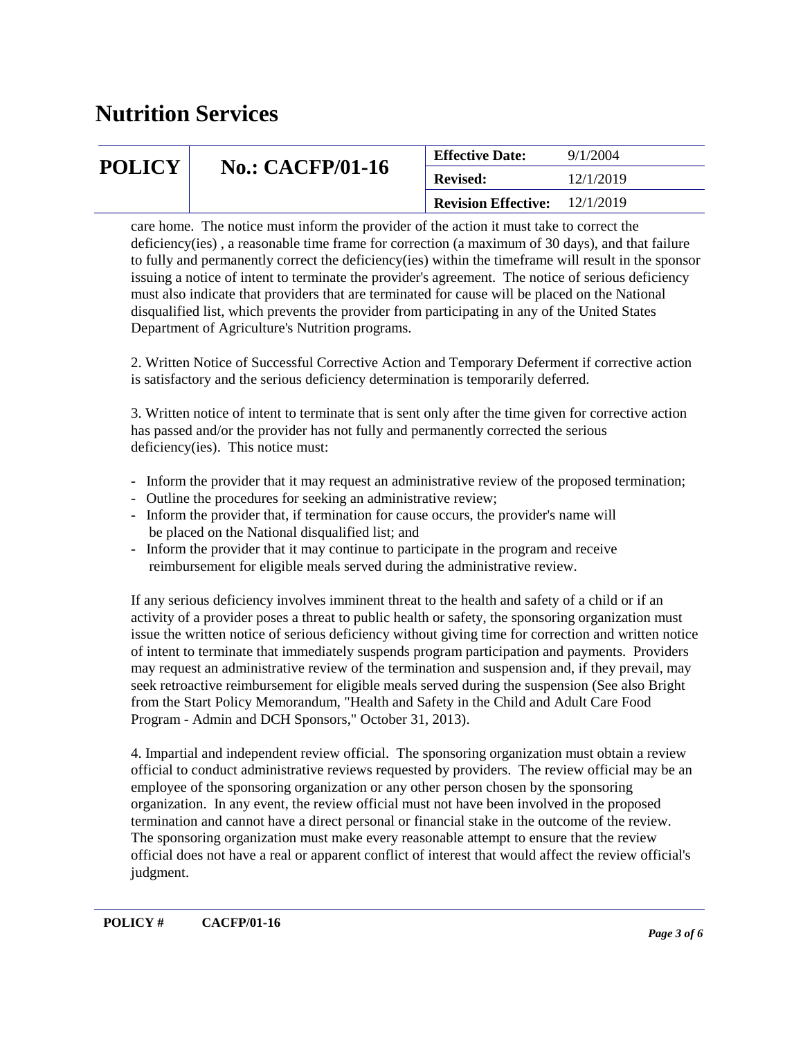care home. The notice must inform the provider of the action it must take to correct the deficiency(ies) , a reasonable time frame for correction (a maximum of 30 days), and that failure to fully and permanently correct the deficiency(ies) within the timeframe will result in the sponsor issuing a notice of intent to terminate the provider's agreement. The notice of serious deficiency must also indicate that providers that are terminated for cause will be placed on the National disqualified list, which prevents the provider from participating in any of the United States Department of Agriculture's Nutrition programs.

2. Written Notice of Successful Corrective Action and Temporary Deferment if corrective action is satisfactory and the serious deficiency determination is temporarily deferred.

3. Written notice of intent to terminate that is sent only after the time given for corrective action has passed and/or the provider has not fully and permanently corrected the serious deficiency(ies). This notice must:

- Inform the provider that it may request an administrative review of the proposed termination;
- Outline the procedures for seeking an administrative review;
- Inform the provider that, if termination for cause occurs, the provider's name will be placed on the National disqualified list; and
- Inform the provider that it may continue to participate in the program and receive reimbursement for eligible meals served during the administrative review.

If any serious deficiency involves imminent threat to the health and safety of a child or if an activity of a provider poses a threat to public health or safety, the sponsoring organization must issue the written notice of serious deficiency without giving time for correction and written notice of intent to terminate that immediately suspends program participation and payments. Providers may request an administrative review of the termination and suspension and, if they prevail, may seek retroactive reimbursement for eligible meals served during the suspension (See also Bright from the Start Policy Memorandum, "Health and Safety in the Child and Adult Care Food Program - Admin and DCH Sponsors," October 31, 2013).

4. Impartial and independent review official. The sponsoring organization must obtain a review official to conduct administrative reviews requested by providers. The review official may be an employee of the sponsoring organization or any other person chosen by the sponsoring organization. In any event, the review official must not have been involved in the proposed termination and cannot have a direct personal or financial stake in the outcome of the review. The sponsoring organization must make every reasonable attempt to ensure that the review official does not have a real or apparent conflict of interest that would affect the review official's judgment.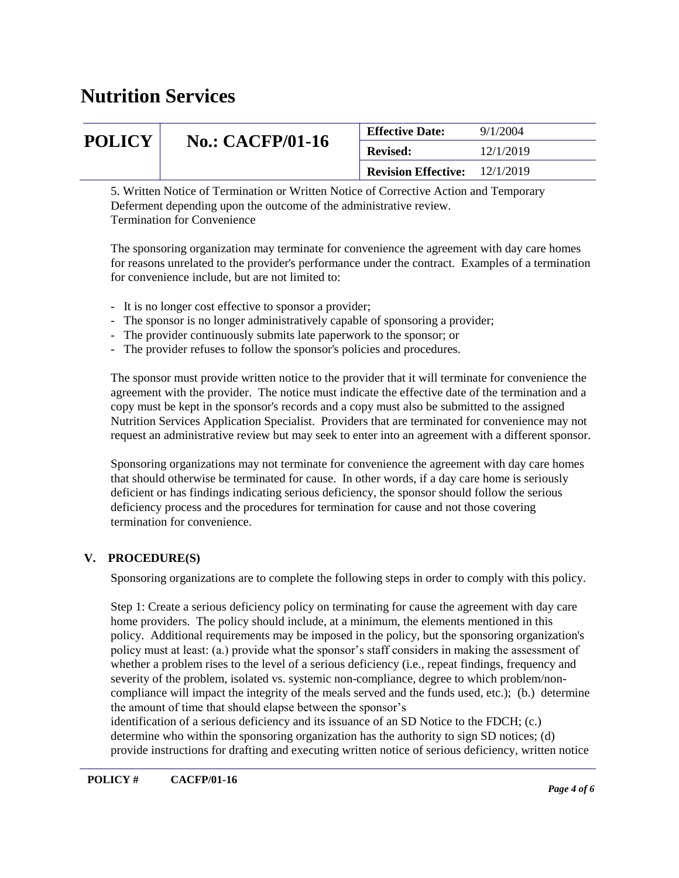5. Written Notice of Termination or Written Notice of Corrective Action and Temporary Deferment depending upon the outcome of the administrative review.

Termination for Convenience

The sponsoring organization may terminate for convenience the agreement with day care homes for reasons unrelated to the provider's performance under the contract. Examples of a termination for convenience include, but are not limited to:

- It is no longer cost effective to sponsor a provider;
- The sponsor is no longer administratively capable of sponsoring a provider;
- The provider continuously submits late paperwork to the sponsor; or
- The provider refuses to follow the sponsor's policies and procedures.

The sponsor must provide written notice to the provider that it will terminate for convenience the agreement with the provider. The notice must indicate the effective date of the termination and a copy must be kept in the sponsor's records and a copy must also be submitted to the assigned Nutrition Services Application Specialist. Providers that are terminated for convenience may not request an administrative review but may seek to enter into an agreement with a different sponsor.

Sponsoring organizations may not terminate for convenience the agreement with day care homes that should otherwise be terminated for cause. In other words, if a day care home is seriously deficient or has findings indicating serious deficiency, the sponsor should follow the serious deficiency process and the procedures for termination for cause and not those covering termination for convenience.

## V. PROCEDURE(S)

Sponsoring organizations are to complete the following steps in order to comply with this policy.

Step 1: Create a serious deficiency policy on terminating for cause the agreement with day care home providers. The policy should include, at a minimum, the elements mentioned in this policy. Additional requirements may be imposed in the policy, but the sponsoring organization's policy must at least: (a.) provide what the sponsor's staff considers in making the assessment of whether a problem rises to the level of a serious deficiency (i.e., repeat findings, frequency and severity of the problem, isolated vs. systemic non-compliance, degree to which problem/non-compliance will impact the integrity of the meals served and the funds used, etc.); (b.) determine the amount of time that should elapse between the sponsor's identification of a serious deficiency and its issuance of an SD Notice to the FDCH; (c.) determine who within the sponsoring organization has the authority to sign SD notices; (d) provide instructions for drafting and executing written notice of serious deficiency, written notice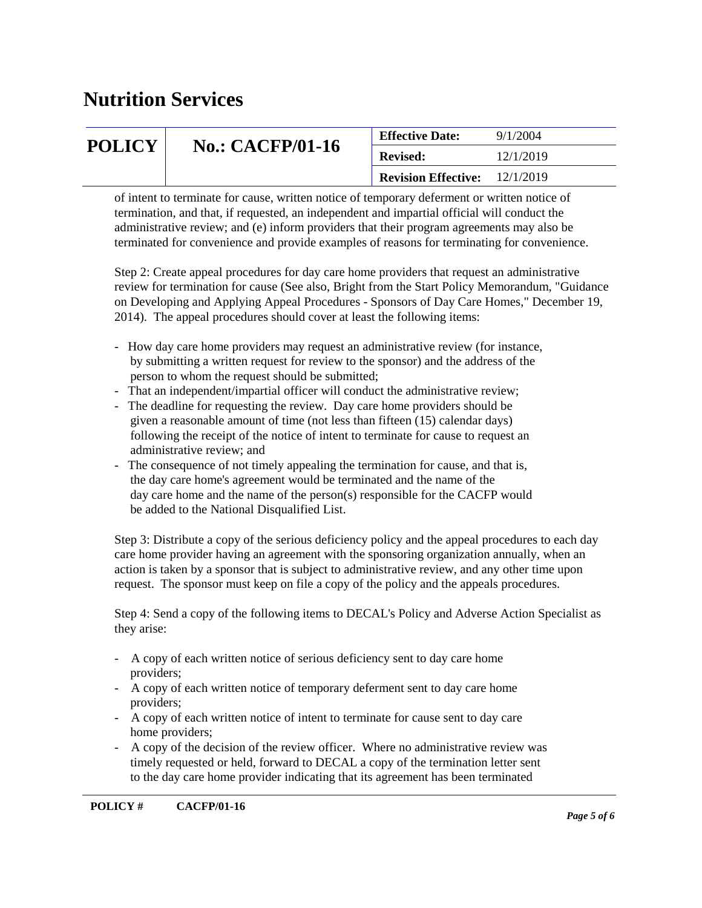of intent to terminate for cause, written notice of temporary deferment or written notice of termination, and that, if requested, an independent and impartial official will conduct the administrative review; and (e) inform providers that their program agreements may also be terminated for convenience and provide examples of reasons for terminating for convenience.

Step 2: Create appeal procedures for day care home providers that request an administrative review for termination for cause (See also, Bright from the Start Policy Memorandum, "Guidance on Developing and Applying Appeal Procedures - Sponsors of Day Care Homes," December 19, 2014). The appeal procedures should cover at least the following items:

- How day care home providers may request an administrative review (for instance, by submitting a written request for review to the sponsor) and the address of the person to whom the request should be submitted;
- That an independent/impartial officer will conduct the administrative review;
- The deadline for requesting the review. Day care home providers should be given a reasonable amount of time (not less than fifteen (15) calendar days) following the receipt of the notice of intent to terminate for cause to request an administrative review; and
- The consequence of not timely appealing the termination for cause, and that is, the day care home's agreement would be terminated and the name of the day care home and the name of the person(s) responsible for the CACFP would be added to the National Disqualified List.

Step 3: Distribute a copy of the serious deficiency policy and the appeal procedures to each day care home provider having an agreement with the sponsoring organization annually, when an action is taken by a sponsor that is subject to administrative review, and any other time upon request. The sponsor must keep on file a copy of the policy and the appeals procedures.

Step 4: Send a copy of the following items to DECAL's Policy and Adverse Action Specialist as they arise:

- A copy of each written notice of serious deficiency sent to day care home providers;
- A copy of each written notice of temporary deferment sent to day care home providers;
- A copy of each written notice of intent to terminate for cause sent to day care home providers;
- A copy of the decision of the review officer. Where no administrative review was timely requested or held, forward to DECAL a copy of the termination letter sent to the day care home provider indicating that its agreement has been terminated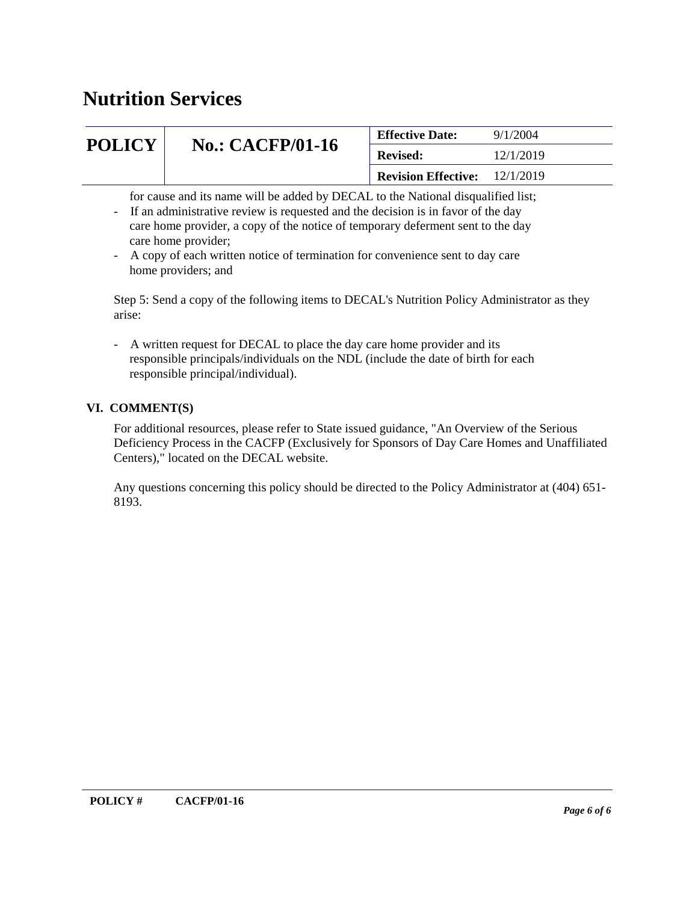for cause and its name will be added by DECAL to the National disqualified list;

- If an administrative review is requested and the decision is in favor of the day care home provider, a copy of the notice of temporary deferment sent to the day care home provider;
- A copy of each written notice of termination for convenience sent to day care home providers; and

Step 5: Send a copy of the following items to DECAL's Nutrition Policy Administrator as they arise:

- A written request for DECAL to place the day care home provider and its responsible principals/individuals on the NDL (include the date of birth for each responsible principal/individual).

## VI. COMMENT(S)

For additional resources, please refer to State issued guidance, "An Overview of the Serious Deficiency Process in the CACFP (Exclusively for Sponsors of Day Care Homes and Unaffiliated Centers)," located on the DECAL website.

Any questions concerning this policy should be directed to the Policy Administrator at (404) 651-8193.